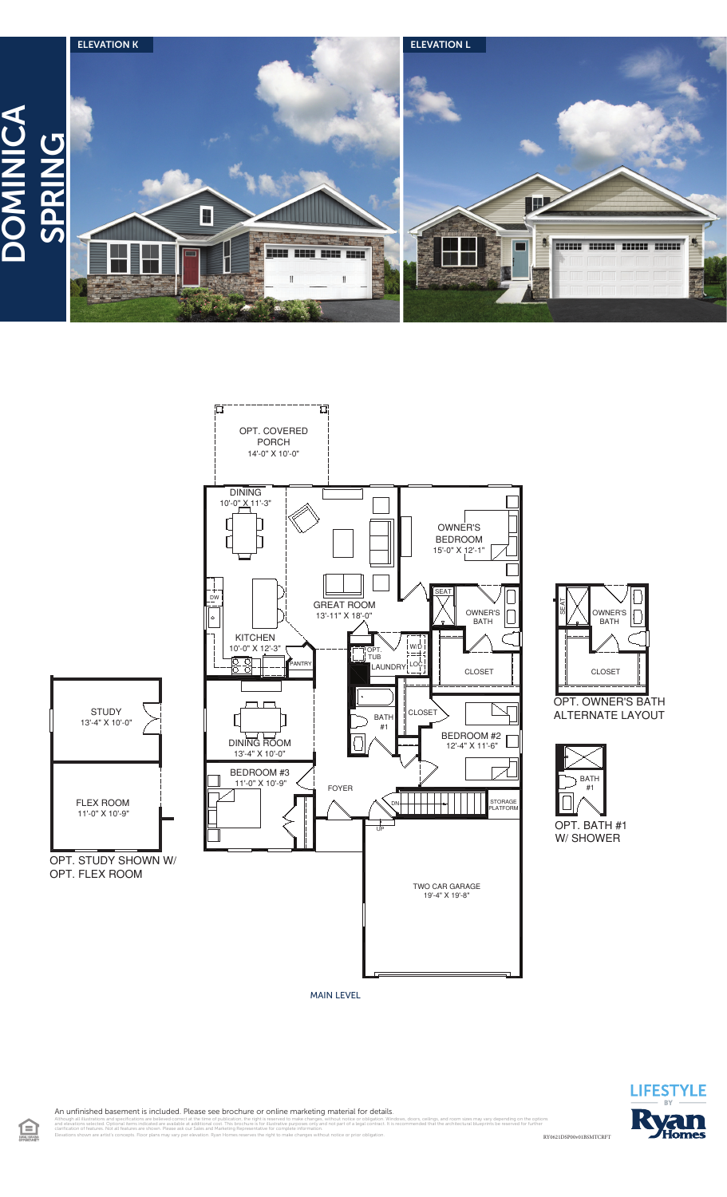# DOMINICA SPRING

ELEVATION K

ELEVATION L

OPT. COVERED PORCH
14'-0" X 10'-0"

DINING
10'-0" X 11'-3"

OWNER'S BEDROOM
15'-0" X 12'-1"

GREAT ROOM
13'-11" X 18'-0"

DW

SEAT

OWNER'S BATH

KITCHEN
10'-0" X 12'-3"

PANTRY

OPT. TUB

W/D

LAUNDRY

LOC.

CLOSET

BATH #1

CLOSET

STUDY
13'-4" X 10'-0"

BEDROOM #2
12'-4" X 11'-6"

DINING ROOM
13'-4" X 10'-0"

BEDROOM #3
11'-0" X 10'-9"

FOYER

DN

STORAGE PLATFORM

UP

FLEX ROOM
11'-0" X 10'-9"

OPT. STUDY SHOWN W/ OPT. FLEX ROOM

TWO CAR GARAGE
19'-4" X 19'-8"

MAIN LEVEL

SEAT

OWNER'S BATH

CLOSET

OWNER'S BATH ALTERNATE LAYOUT

BATH #1

OPT. BATH #1 W/ SHOWER

An unfinished basement is included. Please see brochure or online marketing material for details.

Although all illustrations and specifications are believed correct at the time of publication, the right is reserved to make changes, without notice or obligation. Windows, doors, ceilings, and room sizes may vary depending on the options and elevations selected. Optional items indicated are available at additional cost. This brochure is for illustrative purposes only and not part of a legal contract. It is recommended that the architectural blueprints be reserved for further clarification of features. Not all features are shown. Please ask our Sales and Marketing Representative for complete information. Elevations shown are artist's concepts. Floor plans may vary per elevation. Ryan Homes reserves the right to make changes without notice or prior obligation.

RY0621DSP00v01BSMTCRFT

LIFESTYLE BY Ryan Homes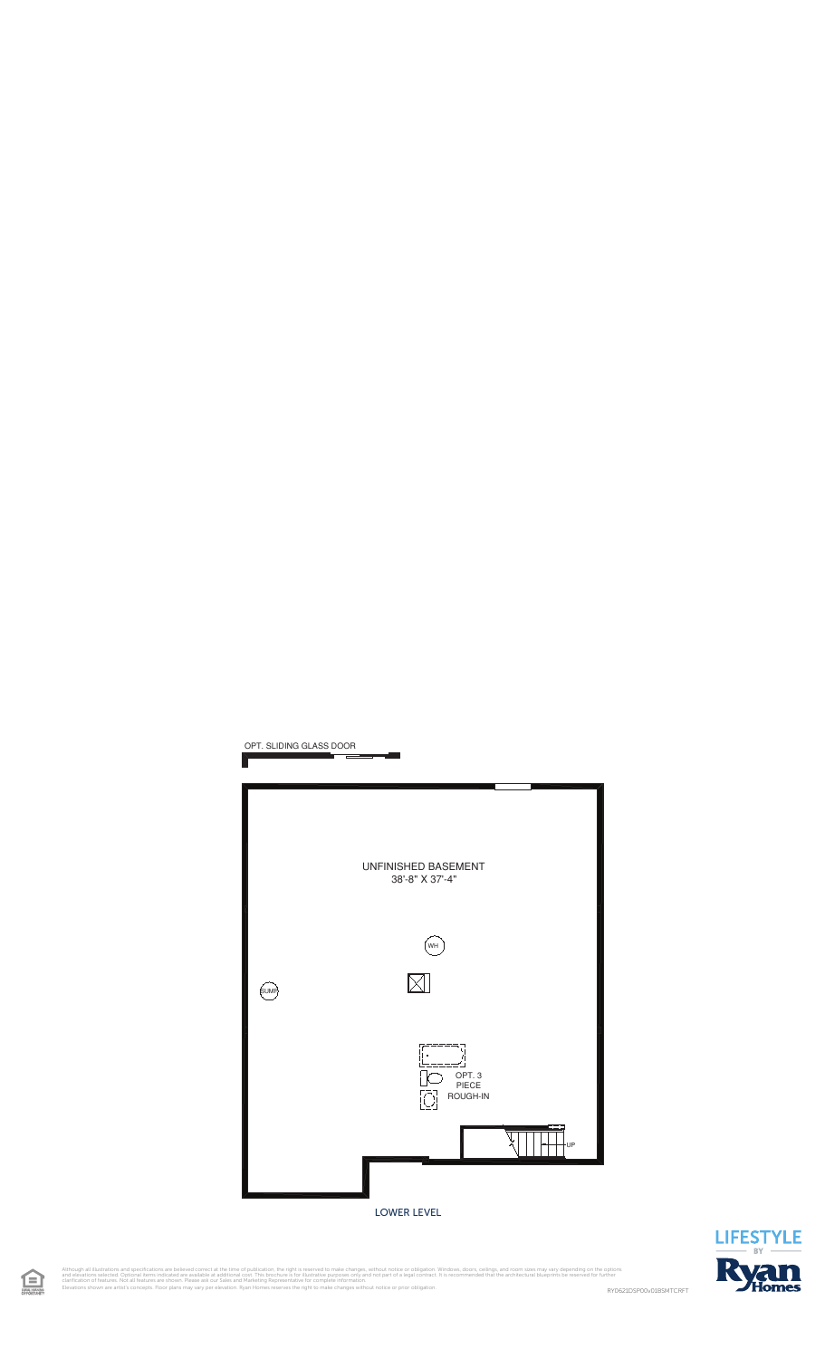OPT. SLIDING GLASS DOOR

UNFINISHED BASEMENT
38'-8" X 37'-4"

WH

SUMP

OPT. 3
PIECE
ROUGH-IN

UP

LOWER LEVEL

LIFESTYLE
BY
Ryan Homes

Although all illustrations and specifications are believed correct at the time of publication, the right is reserved to make changes, without notice or obligation. Windows, doors, ceilings, and room sizes may vary depending on the options and elevations selected. Optional items indicated are available at additional cost. This brochure is for illustrative purposes only and not part of a legal contract. It is recommended that the architectural blueprints be reserved for further clarification of features. Not all features are shown. Please ask our Sales and Marketing Representative for complete information.
Elevations shown are artist's concepts. Floor plans may vary per elevation. Ryan Homes reserves the right to make changes without notice or prior obligation.

RYD621DSP00v01BSMTCRFT